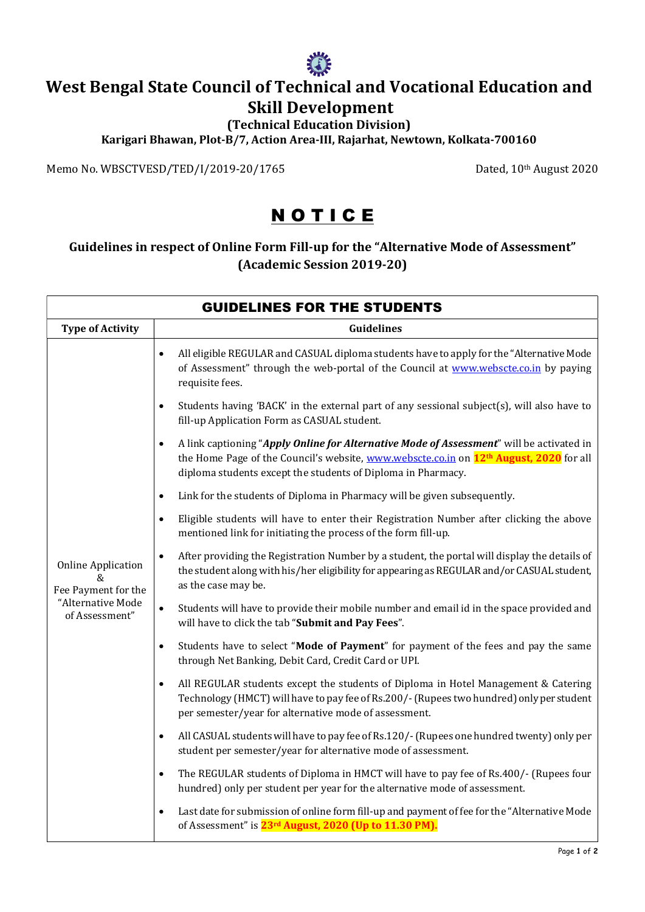# West Bengal State Council of Technical and Vocational Education and Skill Development

**(Technical Education Division)**

**Karigari Bhawan, Plot-B/7, Action Area-III, Rajarhat, Newtown, Kolkata-700160**

Memo No. WBSCTVESD/TED/I/2019-20/1765 Dated, 10th August 2020

## NOTICE

### Guidelines in respect of Online Form Fill-up for the "Alternative Mode of Assessment" (Academic Session 2019-20)

| GUIDELINES FOR THE STUDENTS | |
|---|---|
| **Type of Activity** | **Guidelines** |
| Online Application & Fee Payment for the "Alternative Mode of Assessment" | • All eligible REGULAR and CASUAL diploma students have to apply for the "Alternative Mode of Assessment" through the web-portal of the Council at www.webscte.co.in by paying requisite fees.<br>• Students having 'BACK' in the external part of any sessional subject(s), will also have to fill-up Application Form as CASUAL student.<br>• A link captioning "***Apply Online for Alternative Mode of Assessment***" will be activated in the Home Page of the Council's website, www.webscte.co.in on **12th August, 2020** for all diploma students except the students of Diploma in Pharmacy.<br>• Link for the students of Diploma in Pharmacy will be given subsequently.<br>• Eligible students will have to enter their Registration Number after clicking the above mentioned link for initiating the process of the form fill-up.<br>• After providing the Registration Number by a student, the portal will display the details of the student along with his/her eligibility for appearing as REGULAR and/or CASUAL student, as the case may be.<br>• Students will have to provide their mobile number and email id in the space provided and will have to click the tab "**Submit and Pay Fees**".<br>• Students have to select "**Mode of Payment**" for payment of the fees and pay the same through Net Banking, Debit Card, Credit Card or UPI.<br>• All REGULAR students except the students of Diploma in Hotel Management & Catering Technology (HMCT) will have to pay fee of Rs.200/- (Rupees two hundred) only per student per semester/year for alternative mode of assessment.<br>• All CASUAL students will have to pay fee of Rs.120/- (Rupees one hundred twenty) only per student per semester/year for alternative mode of assessment.<br>• The REGULAR students of Diploma in HMCT will have to pay fee of Rs.400/- (Rupees four hundred) only per student per year for the alternative mode of assessment.<br>• Last date for submission of online form fill-up and payment of fee for the "Alternative Mode of Assessment" is **23rd August, 2020 (Up to 11.30 PM).** |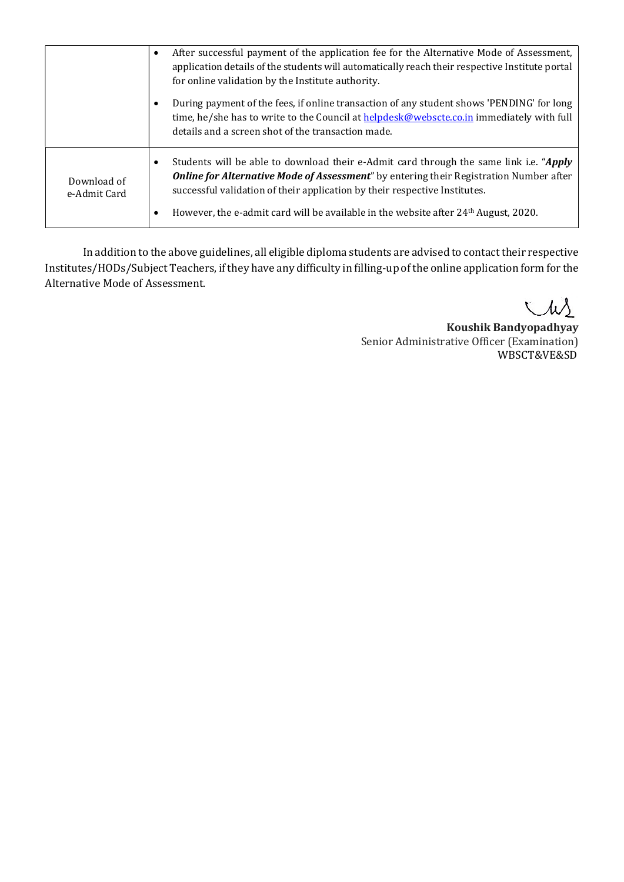| | |
|---|---|
| | • After successful payment of the application fee for the Alternative Mode of Assessment, application details of the students will automatically reach their respective Institute portal for online validation by the Institute authority.<br>• During payment of the fees, if online transaction of any student shows 'PENDING' for long time, he/she has to write to the Council at helpdesk@webscte.co.in immediately with full details and a screen shot of the transaction made. |
| Download of e-Admit Card | • Students will be able to download their e-Admit card through the same link i.e. "***Apply Online for Alternative Mode of Assessment***" by entering their Registration Number after successful validation of their application by their respective Institutes.<br>• However, the e-admit card will be available in the website after 24th August, 2020. |

In addition to the above guidelines, all eligible diploma students are advised to contact their respective Institutes/HODs/Subject Teachers, if they have any difficulty in filling-up of the online application form for the Alternative Mode of Assessment.

**Koushik Bandyopadhyay**
Senior Administrative Officer (Examination)
WBSCT&VE&SD